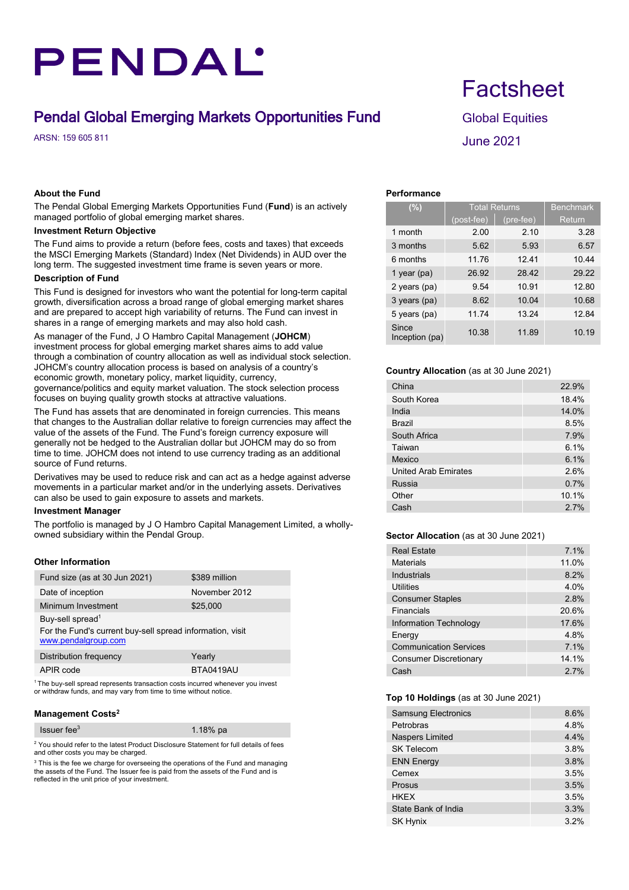# PENDAL

## Pendal Global Emerging Markets Opportunities Fund

ARSN: 159 605 811

# Factsheet

Global Equities

June 2021

### About the Fund

The Pendal Global Emerging Markets Opportunities Fund (**Fund**) is an actively managed portfolio of global emerging market shares.

### Investment Return Objective

The Fund aims to provide a return (before fees, costs and taxes) that exceeds the MSCI Emerging Markets (Standard) Index (Net Dividends) in AUD over the long term. The suggested investment time frame is seven years or more.

### Description of Fund

This Fund is designed for investors who want the potential for long-term capital growth, diversification across a broad range of global emerging market shares and are prepared to accept high variability of returns. The Fund can invest in shares in a range of emerging markets and may also hold cash.

As manager of the Fund, J O Hambro Capital Management (**JOHCM**) investment process for global emerging market shares aims to add value through a combination of country allocation as well as individual stock selection. JOHCM's country allocation process is based on analysis of a country's economic growth, monetary policy, market liquidity, currency, governance/politics and equity market valuation. The stock selection process focuses on buying quality growth stocks at attractive valuations.

The Fund has assets that are denominated in foreign currencies. This means that changes to the Australian dollar relative to foreign currencies may affect the value of the assets of the Fund. The Fund's foreign currency exposure will generally not be hedged to the Australian dollar but JOHCM may do so from time to time. JOHCM does not intend to use currency trading as an additional source of Fund returns.

Derivatives may be used to reduce risk and can act as a hedge against adverse movements in a particular market and/or in the underlying assets. Derivatives can also be used to gain exposure to assets and markets.

### Investment Manager

The portfolio is managed by J O Hambro Capital Management Limited, a wholly-owned subsidiary within the Pendal Group.

### Other Information

| | |
|---|---|
| Fund size (as at 30 Jun 2021) | $389 million |
| Date of inception | November 2012 |
| Minimum Investment | $25,000 |
| Buy-sell spread[1] For the Fund's current buy-sell spread information, visit www.pendalgroup.com | |
| Distribution frequency | Yearly |
| APIR code | BTA0419AU |

[1] The buy-sell spread represents transaction costs incurred whenever you invest or withdraw funds, and may vary from time to time without notice.

### Management Costs[2]

| | |
|---|---|
| Issuer fee[3] | 1.18% pa |

[2] You should refer to the latest Product Disclosure Statement for full details of fees and other costs you may be charged.

[3] This is the fee we charge for overseeing the operations of the Fund and managing the assets of the Fund. The Issuer fee is paid from the assets of the Fund and is reflected in the unit price of your investment.

### Performance

| (%) | Total Returns | | Benchmark |
|---|---|---|---|
| | (post-fee) | (pre-fee) | Return |
| 1 month | 2.00 | 2.10 | 3.28 |
| 3 months | 5.62 | 5.93 | 6.57 |
| 6 months | 11.76 | 12.41 | 10.44 |
| 1 year (pa) | 26.92 | 28.42 | 29.22 |
| 2 years (pa) | 9.54 | 10.91 | 12.80 |
| 3 years (pa) | 8.62 | 10.04 | 10.68 |
| 5 years (pa) | 11.74 | 13.24 | 12.84 |
| Since Inception (pa) | 10.38 | 11.89 | 10.19 |

### Country Allocation (as at 30 June 2021)

| | |
|---|---|
| China | 22.9% |
| South Korea | 18.4% |
| India | 14.0% |
| Brazil | 8.5% |
| South Africa | 7.9% |
| Taiwan | 6.1% |
| Mexico | 6.1% |
| United Arab Emirates | 2.6% |
| Russia | 0.7% |
| Other | 10.1% |
| Cash | 2.7% |

### Sector Allocation (as at 30 June 2021)

| | |
|---|---|
| Real Estate | 7.1% |
| Materials | 11.0% |
| Industrials | 8.2% |
| Utilities | 4.0% |
| Consumer Staples | 2.8% |
| Financials | 20.6% |
| Information Technology | 17.6% |
| Energy | 4.8% |
| Communication Services | 7.1% |
| Consumer Discretionary | 14.1% |
| Cash | 2.7% |

### Top 10 Holdings (as at 30 June 2021)

| | |
|---|---|
| Samsung Electronics | 8.6% |
| Petrobras | 4.8% |
| Naspers Limited | 4.4% |
| SK Telecom | 3.8% |
| ENN Energy | 3.8% |
| Cemex | 3.5% |
| Prosus | 3.5% |
| HKEX | 3.5% |
| State Bank of India | 3.3% |
| SK Hynix | 3.2% |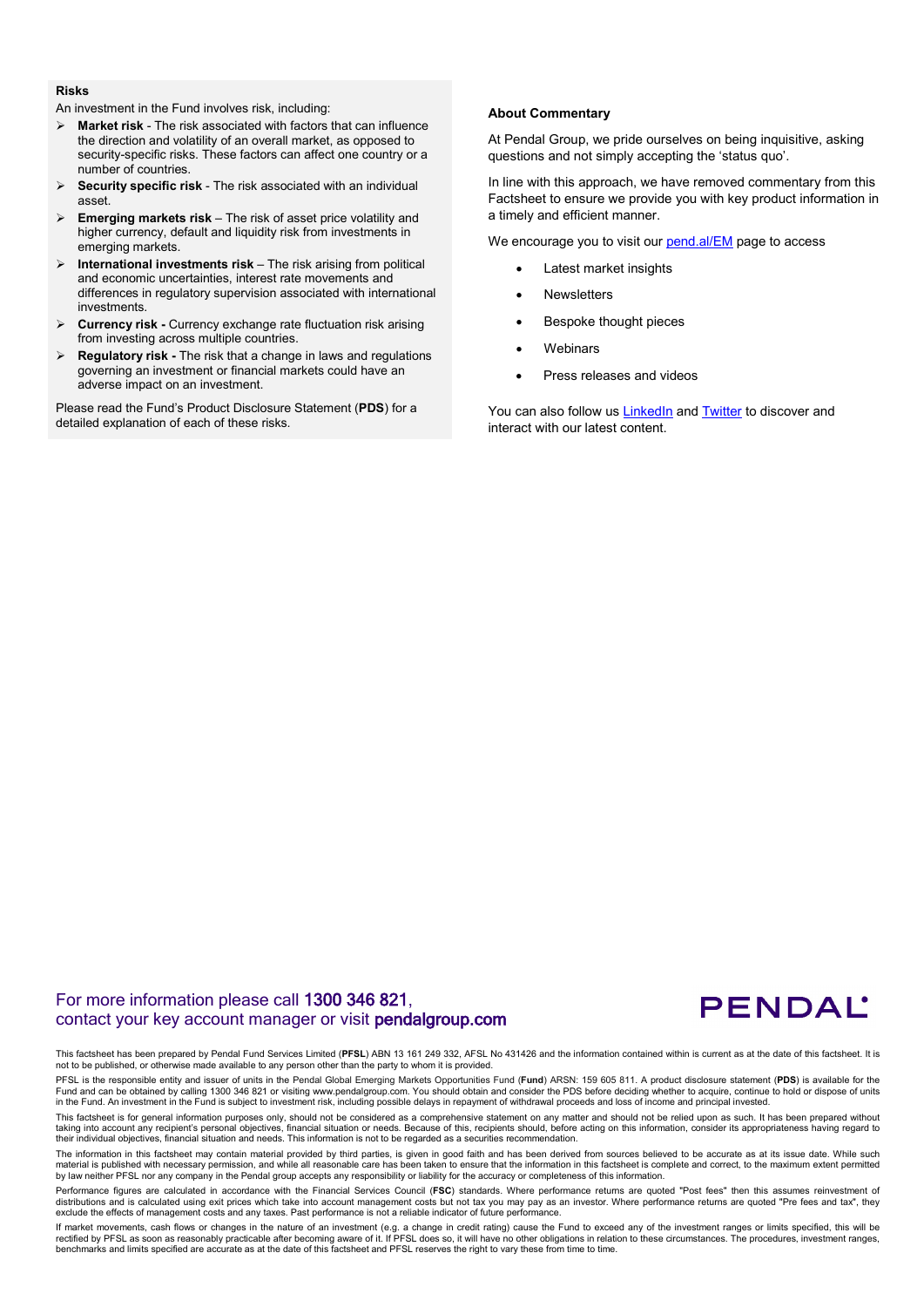### Risks

An investment in the Fund involves risk, including:

- **Market risk** - The risk associated with factors that can influence the direction and volatility of an overall market, as opposed to security-specific risks. These factors can affect one country or a number of countries.
- **Security specific risk** - The risk associated with an individual asset.
- **Emerging markets risk** – The risk of asset price volatility and higher currency, default and liquidity risk from investments in emerging markets.
- **International investments risk** – The risk arising from political and economic uncertainties, interest rate movements and differences in regulatory supervision associated with international investments.
- **Currency risk -** Currency exchange rate fluctuation risk arising from investing across multiple countries.
- **Regulatory risk -** The risk that a change in laws and regulations governing an investment or financial markets could have an adverse impact on an investment.

Please read the Fund's Product Disclosure Statement (**PDS**) for a detailed explanation of each of these risks.

### About Commentary

At Pendal Group, we pride ourselves on being inquisitive, asking questions and not simply accepting the 'status quo'.

In line with this approach, we have removed commentary from this Factsheet to ensure we provide you with key product information in a timely and efficient manner.

We encourage you to visit our pend.al/EM page to access

- Latest market insights
- Newsletters
- Bespoke thought pieces
- Webinars
- Press releases and videos

You can also follow us LinkedIn and Twitter to discover and interact with our latest content.

For more information please call **1300 346 821**, contact your key account manager or visit **pendalgroup.com**

PENDAL

This factsheet has been prepared by Pendal Fund Services Limited (**PFSL**) ABN 13 161 249 332, AFSL No 431426 and the information contained within is current as at the date of this factsheet. It is not to be published, or otherwise made available to any person other than the party to whom it is provided.

PFSL is the responsible entity and issuer of units in the Pendal Global Emerging Markets Opportunities Fund (**Fund**) ARSN: 159 605 811. A product disclosure statement (**PDS**) is available for the Fund and can be obtained by calling 1300 346 821 or visiting www.pendalgroup.com. You should obtain and consider the PDS before deciding whether to acquire, continue to hold or dispose of units in the Fund. An investment in the Fund is subject to investment risk, including possible delays in repayment of withdrawal proceeds and loss of income and principal invested.

This factsheet is for general information purposes only, should not be considered as a comprehensive statement on any matter and should not be relied upon as such. It has been prepared without taking into account any recipient's personal objectives, financial situation or needs. Because of this, recipients should, before acting on this information, consider its appropriateness having regard to their individual objectives, financial situation and needs. This information is not to be regarded as a securities recommendation.

The information in this factsheet may contain material provided by third parties, is given in good faith and has been derived from sources believed to be accurate as at its issue date. While such material is published with necessary permission, and while all reasonable care has been taken to ensure that the information in this factsheet is complete and correct, to the maximum extent permitted by law neither PFSL nor any company in the Pendal group accepts any responsibility or liability for the accuracy or completeness of this information.

Performance figures are calculated in accordance with the Financial Services Council (**FSC**) standards. Where performance returns are quoted "Post fees" then this assumes reinvestment of distributions and is calculated using exit prices which take into account management costs but not tax you may pay as an investor. Where performance returns are quoted "Pre fees and tax", they exclude the effects of management costs and any taxes. Past performance is not a reliable indicator of future performance.

If market movements, cash flows or changes in the nature of an investment (e.g. a change in credit rating) cause the Fund to exceed any of the investment ranges or limits specified, this will be rectified by PFSL as soon as reasonably practicable after becoming aware of it. If PFSL does so, it will have no other obligations in relation to these circumstances. The procedures, investment ranges, benchmarks and limits specified are accurate as at the date of this factsheet and PFSL reserves the right to vary these from time to time.